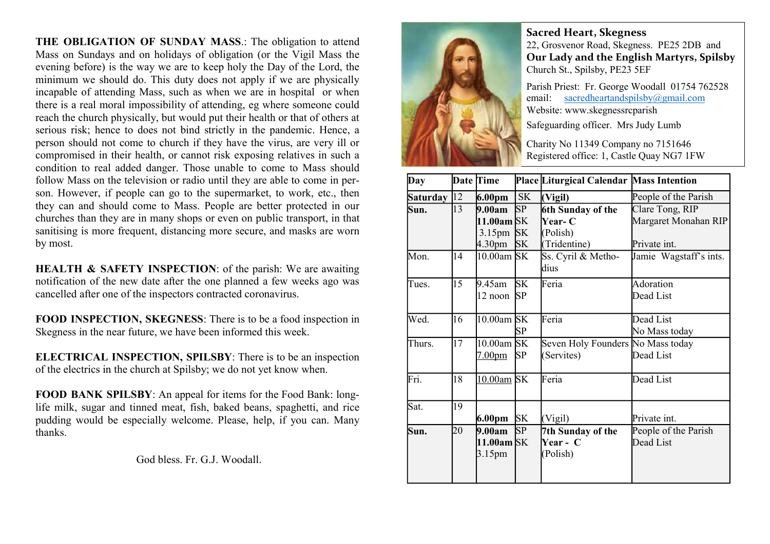**THE OBLIGATION OF SUNDAY MASS**.: The obligation to attend Mass on Sundays and on holidays of obligation (or the Vigil Mass the evening before) is the way we are to keep holy the Day of the Lord, the minimum we should do. This duty does not apply if we are physically incapable of attending Mass, such as when we are in hospital or when there is a real moral impossibility of attending, eg where someone could reach the church physically, but would put their health or that of others at serious risk; hence to does not bind strictly in the pandemic. Hence, a person should not come to church if they have the virus, are very ill or compromised in their health, or cannot risk exposing relatives in such a condition to real added danger. Those unable to come to Mass should follow Mass on the television or radio until they are able to come in person. However, if people can go to the supermarket, to work, etc., then they can and should come to Mass. People are better protected in our churches than they are in many shops or even on public transport, in that sanitising is more frequent, distancing more secure, and masks are worn by most.

**HEALTH & SAFETY INSPECTION**: of the parish: We are awaiting notification of the new date after the one planned a few weeks ago was cancelled after one of the inspectors contracted coronavirus.

**FOOD INSPECTION, SKEGNESS**: There is to be a food inspection in Skegness in the near future, we have been informed this week.

**ELECTRICAL INSPECTION, SPILSBY**: There is to be an inspection of the electrics in the church at Spilsby; we do not yet know when.

**FOOD BANK SPILSBY**: An appeal for items for the Food Bank: long-life milk, sugar and tinned meat, fish, baked beans, spaghetti, and rice pudding would be especially welcome. Please, help, if you can. Many thanks.

God bless. Fr. G.J. Woodall.

**Sacred Heart, Skegness**
22, Grosvenor Road, Skegness. PE25 2DB and
**Our Lady and the English Martyrs, Spilsby**
Church St., Spilsby, PE23 5EF

Parish Priest: Fr. George Woodall 01754 762528
email: sacredheartandspilsby@gmail.com
Website: www.skegnessrcparish
Safeguarding officer. Mrs Judy Lumb

Charity No 11349 Company no 7151646
Registered office: 1, Castle Quay NG7 1FW

| Day | Date | Time | Place | Liturgical Calendar | Mass Intention |
|---|---|---|---|---|---|
| **Saturday** | 12 | **6.00pm** | SK | **(Vigil)** | People of the Parish |
| **Sun.** | 13 | **9.00am**<br>**11.00am**<br>3.15pm<br>4.30pm | SP<br>SK<br>SK<br>SK | **6th Sunday of the Year- C**<br>(Polish)<br>(Tridentine) | Clare Tong, RIP<br>Margaret Monahan RIP<br><br>Private int. |
| Mon. | 14 | 10.00am | SK | Ss. Cyril & Methodius | Jamie Wagstaff's ints. |
| Tues. | 15 | 9.45am<br>12 noon | SK<br>SP | Feria | Adoration<br>Dead List |
| Wed. | 16 | 10.00am | SK<br>SP | Feria | Dead List<br>No Mass today |
| Thurs. | 17 | 10.00am<br>7.00pm | SK<br>SP | Seven Holy Founders (Servites) | No Mass today<br>Dead List |
| Fri. | 18 | 10.00am | SK | Feria | Dead List |
| Sat. | 19 | **6.00pm** | SK | (Vigil) | Private int. |
| **Sun.** | 20 | **9.00am**<br>**11.00am**<br>3.15pm | SP<br>SK | **7th Sunday of the Year - C**<br>(Polish) | People of the Parish<br>Dead List |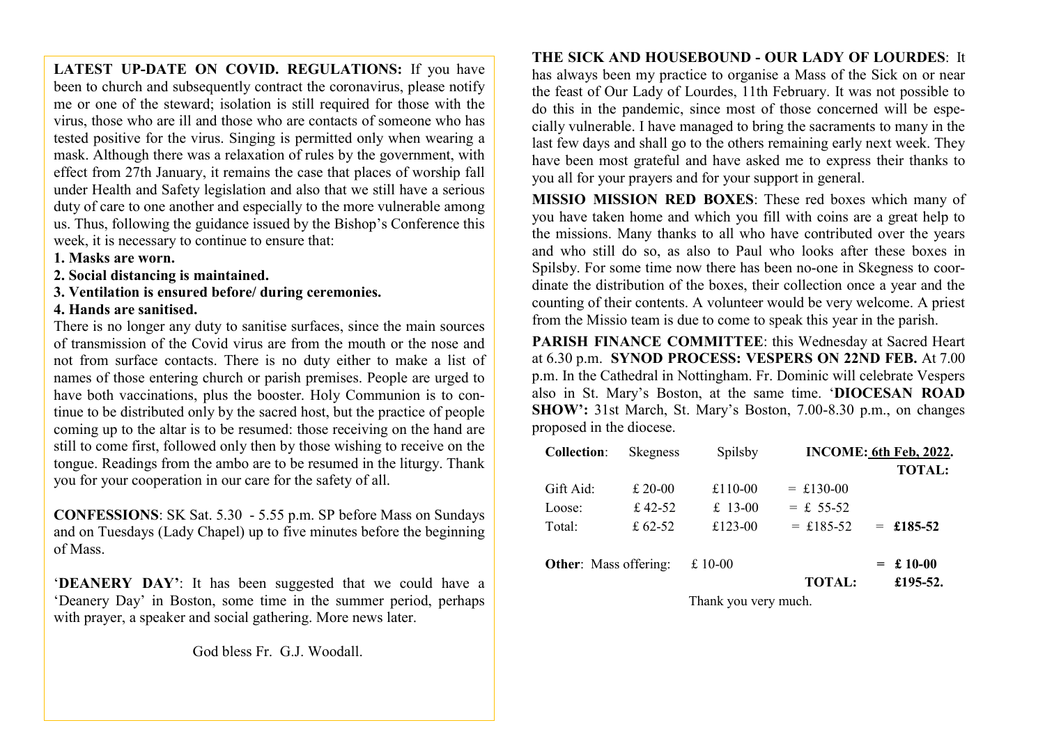**LATEST UP-DATE ON COVID. REGULATIONS:** If you have been to church and subsequently contract the coronavirus, please notify me or one of the steward; isolation is still required for those with the virus, those who are ill and those who are contacts of someone who has tested positive for the virus. Singing is permitted only when wearing a mask. Although there was a relaxation of rules by the government, with effect from 27th January, it remains the case that places of worship fall under Health and Safety legislation and also that we still have a serious duty of care to one another and especially to the more vulnerable among us. Thus, following the guidance issued by the Bishop's Conference this week, it is necessary to continue to ensure that:

**1. Masks are worn.**
**2. Social distancing is maintained.**
**3. Ventilation is ensured before/ during ceremonies.**
**4. Hands are sanitised.**

There is no longer any duty to sanitise surfaces, since the main sources of transmission of the Covid virus are from the mouth or the nose and not from surface contacts. There is no duty either to make a list of names of those entering church or parish premises. People are urged to have both vaccinations, plus the booster. Holy Communion is to continue to be distributed only by the sacred host, but the practice of people coming up to the altar is to be resumed: those receiving on the hand are still to come first, followed only then by those wishing to receive on the tongue. Readings from the ambo are to be resumed in the liturgy. Thank you for your cooperation in our care for the safety of all.

**CONFESSIONS**: SK Sat. 5.30 - 5.55 p.m. SP before Mass on Sundays and on Tuesdays (Lady Chapel) up to five minutes before the beginning of Mass.

'**DEANERY DAY'**: It has been suggested that we could have a 'Deanery Day' in Boston, some time in the summer period, perhaps with prayer, a speaker and social gathering. More news later.

God bless Fr. G.J. Woodall.

**THE SICK AND HOUSEBOUND - OUR LADY OF LOURDES**: It has always been my practice to organise a Mass of the Sick on or near the feast of Our Lady of Lourdes, 11th February. It was not possible to do this in the pandemic, since most of those concerned will be especially vulnerable. I have managed to bring the sacraments to many in the last few days and shall go to the others remaining early next week. They have been most grateful and have asked me to express their thanks to you all for your prayers and for your support in general.

**MISSIO MISSION RED BOXES**: These red boxes which many of you have taken home and which you fill with coins are a great help to the missions. Many thanks to all who have contributed over the years and who still do so, as also to Paul who looks after these boxes in Spilsby. For some time now there has been no-one in Skegness to coordinate the distribution of the boxes, their collection once a year and the counting of their contents. A volunteer would be very welcome. A priest from the Missio team is due to come to speak this year in the parish.

**PARISH FINANCE COMMITTEE**: this Wednesday at Sacred Heart at 6.30 p.m. **SYNOD PROCESS: VESPERS ON 22ND FEB.** At 7.00 p.m. In the Cathedral in Nottingham. Fr. Dominic will celebrate Vespers also in St. Mary's Boston, at the same time. '**DIOCESAN ROAD SHOW':** 31st March, St. Mary's Boston, 7.00-8.30 p.m., on changes proposed in the diocese.

| **Collection**: | Skegness | Spilsby | **INCOME: 6th Feb, 2022.** | **TOTAL:** |
|---|---|---|---|---|
| Gift Aid: | £ 20-00 | £110-00 | = £130-00 | |
| Loose: | £ 42-52 | £ 13-00 | = £ 55-52 | |
| Total: | £ 62-52 | £123-00 | = £185-52 | = **£185-52** |
| **Other**: Mass offering: | | £ 10-00 | | = **£ 10-00** |
| | | | **TOTAL:** | **£195-52.** |

Thank you very much.